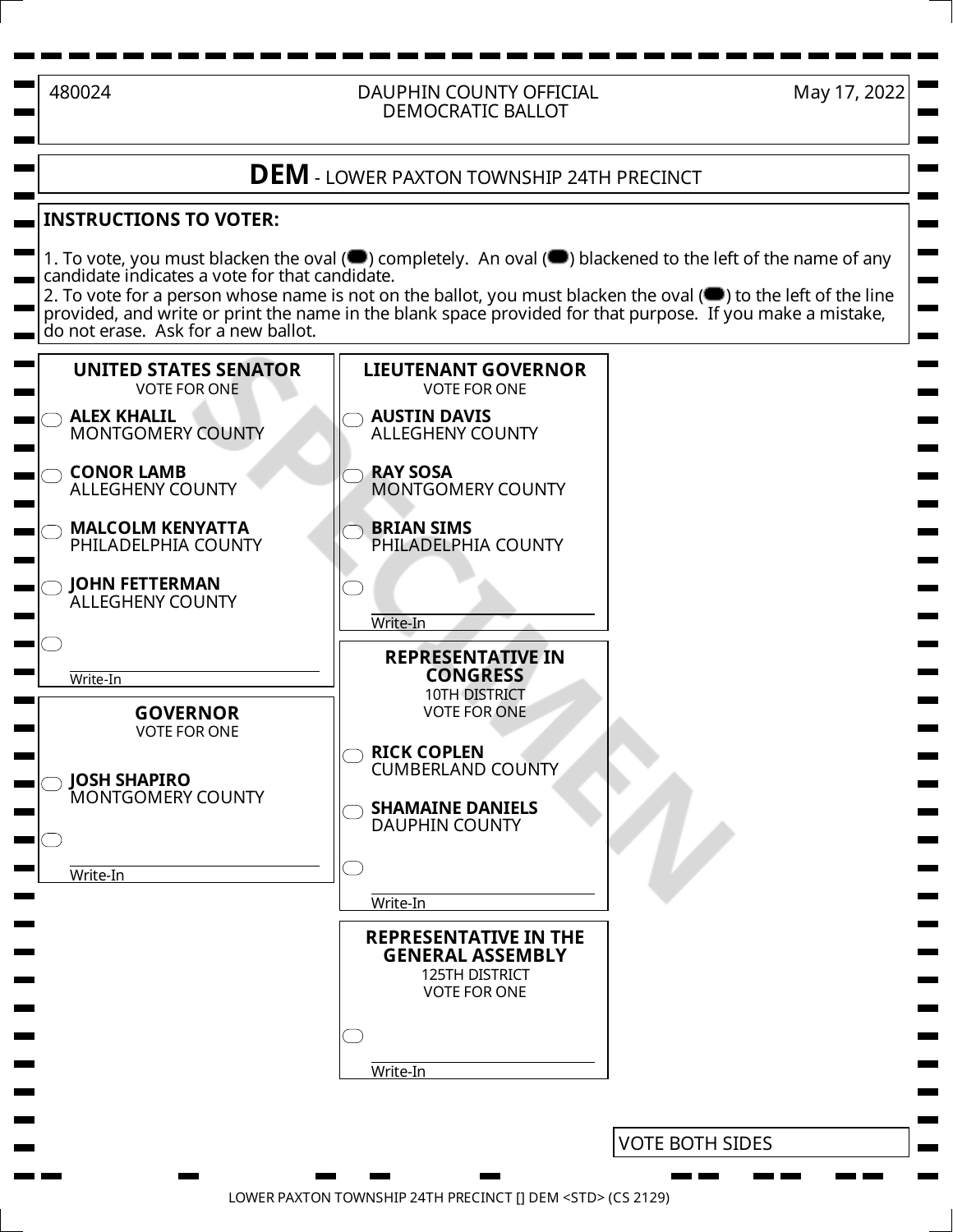480024

DAUPHIN COUNTY OFFICIAL
DEMOCRATIC BALLOT

May 17, 2022

# DEM - LOWER PAXTON TOWNSHIP 24TH PRECINCT

**INSTRUCTIONS TO VOTER:**

1. To vote, you must blacken the oval (⬬) completely. An oval (⬬) blackened to the left of the name of any candidate indicates a vote for that candidate.
2. To vote for a person whose name is not on the ballot, you must blacken the oval (⬬) to the left of the line provided, and write or print the name in the blank space provided for that purpose. If you make a mistake, do not erase. Ask for a new ballot.

## UNITED STATES SENATOR
VOTE FOR ONE

- ⬭ **ALEX KHALIL** MONTGOMERY COUNTY
- ⬭ **CONOR LAMB** ALLEGHENY COUNTY
- ⬭ **MALCOLM KENYATTA** PHILADELPHIA COUNTY
- ⬭ **JOHN FETTERMAN** ALLEGHENY COUNTY
- ⬭ ____________ Write-In

## GOVERNOR
VOTE FOR ONE

- ⬭ **JOSH SHAPIRO** MONTGOMERY COUNTY
- ⬭ ____________ Write-In

## LIEUTENANT GOVERNOR
VOTE FOR ONE

- ⬭ **AUSTIN DAVIS** ALLEGHENY COUNTY
- ⬭ **RAY SOSA** MONTGOMERY COUNTY
- ⬭ **BRIAN SIMS** PHILADELPHIA COUNTY
- ⬭ ____________ Write-In

## REPRESENTATIVE IN CONGRESS
10TH DISTRICT
VOTE FOR ONE

- ⬭ **RICK COPLEN** CUMBERLAND COUNTY
- ⬭ **SHAMAINE DANIELS** DAUPHIN COUNTY
- ⬭ ____________ Write-In

## REPRESENTATIVE IN THE GENERAL ASSEMBLY
125TH DISTRICT
VOTE FOR ONE

- ⬭ ____________ Write-In

VOTE BOTH SIDES

LOWER PAXTON TOWNSHIP 24TH PRECINCT [] DEM <STD> (CS 2129)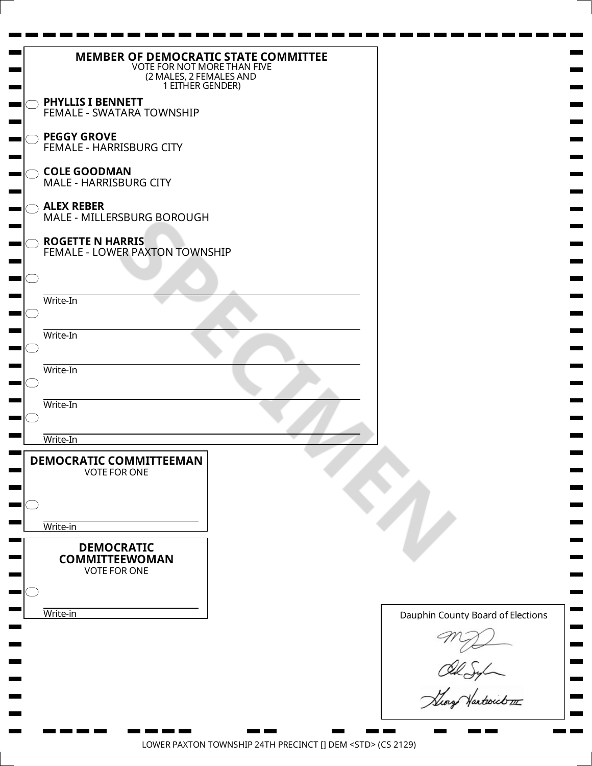## MEMBER OF DEMOCRATIC STATE COMMITTEE

VOTE FOR NOT MORE THAN FIVE
(2 MALES, 2 FEMALES AND
1 EITHER GENDER)

- ⬭ **PHYLLIS I BENNETT**
  FEMALE - SWATARA TOWNSHIP
- ⬭ **PEGGY GROVE**
  FEMALE - HARRISBURG CITY
- ⬭ **COLE GOODMAN**
  MALE - HARRISBURG CITY
- ⬭ **ALEX REBER**
  MALE - MILLERSBURG BOROUGH
- ⬭ **ROGETTE N HARRIS**
  FEMALE - LOWER PAXTON TOWNSHIP
- ⬭ ______________________
  Write-In
- ⬭ ______________________
  Write-In
- ⬭ ______________________
  Write-In
- ⬭ ______________________
  Write-In
- ⬭ ______________________
  Write-In

## DEMOCRATIC COMMITTEEMAN

VOTE FOR ONE

- ⬭ ______________________
  Write-in

## DEMOCRATIC COMMITTEEWOMAN

VOTE FOR ONE

- ⬭ ______________________
  Write-in

Dauphin County Board of Elections

SPECIMEN

LOWER PAXTON TOWNSHIP 24TH PRECINCT [] DEM <STD> (CS 2129)